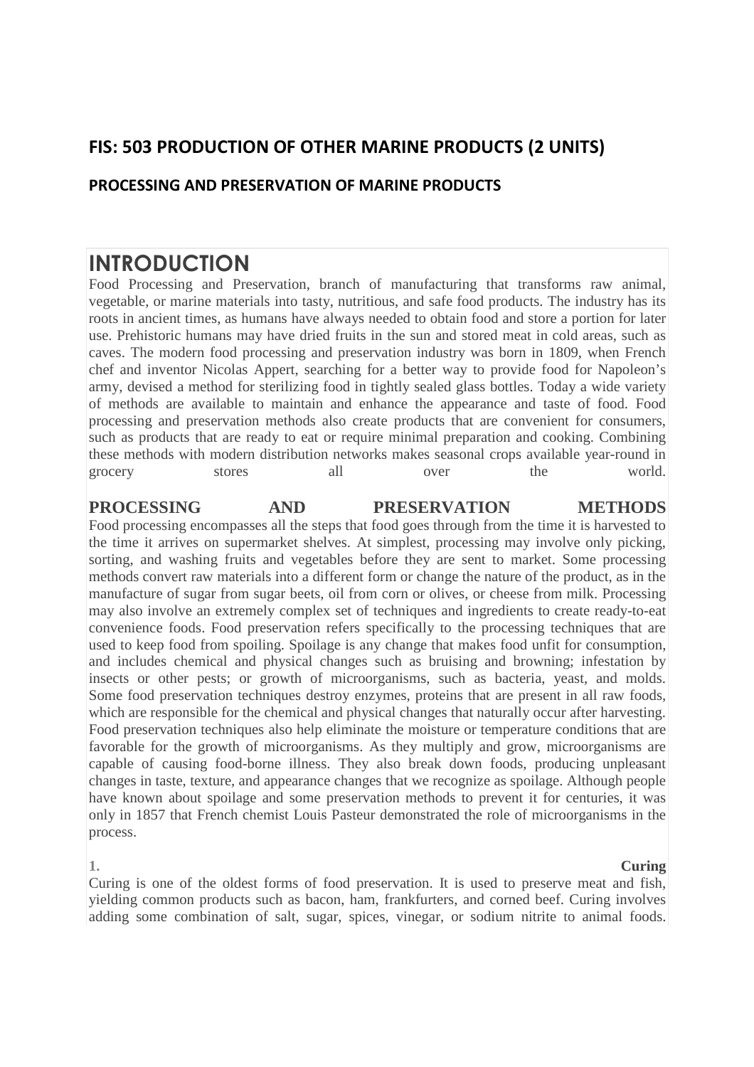## FIS: 503 PRODUCTION OF OTHER MARINE PRODUCTS (2 UNITS)

### PROCESSING AND PRESERVATION OF MARINE PRODUCTS

# INTRODUCTION

Food Processing and Preservation, branch of manufacturing that transforms raw animal, vegetable, or marine materials into tasty, nutritious, and safe food products. The industry has its roots in ancient times, as humans have always needed to obtain food and store a portion for later use. Prehistoric humans may have dried fruits in the sun and stored meat in cold areas, such as caves. The modern food processing and preservation industry was born in 1809, when French chef and inventor Nicolas Appert, searching for a better way to provide food for Napoleon's army, devised a method for sterilizing food in tightly sealed glass bottles. Today a wide variety of methods are available to maintain and enhance the appearance and taste of food. Food processing and preservation methods also create products that are convenient for consumers, such as products that are ready to eat or require minimal preparation and cooking. Combining these methods with modern distribution networks makes seasonal crops available year-round in grocery stores all over the world.

## PROCESSING AND PRESERVATION METHODS

Food processing encompasses all the steps that food goes through from the time it is harvested to the time it arrives on supermarket shelves. At simplest, processing may involve only picking, sorting, and washing fruits and vegetables before they are sent to market. Some processing methods convert raw materials into a different form or change the nature of the product, as in the manufacture of sugar from sugar beets, oil from corn or olives, or cheese from milk. Processing may also involve an extremely complex set of techniques and ingredients to create ready-to-eat convenience foods. Food preservation refers specifically to the processing techniques that are used to keep food from spoiling. Spoilage is any change that makes food unfit for consumption, and includes chemical and physical changes such as bruising and browning; infestation by insects or other pests; or growth of microorganisms, such as bacteria, yeast, and molds. Some food preservation techniques destroy enzymes, proteins that are present in all raw foods, which are responsible for the chemical and physical changes that naturally occur after harvesting. Food preservation techniques also help eliminate the moisture or temperature conditions that are favorable for the growth of microorganisms. As they multiply and grow, microorganisms are capable of causing food-borne illness. They also break down foods, producing unpleasant changes in taste, texture, and appearance changes that we recognize as spoilage. Although people have known about spoilage and some preservation methods to prevent it for centuries, it was only in 1857 that French chemist Louis Pasteur demonstrated the role of microorganisms in the process.

### 1. Curing

Curing is one of the oldest forms of food preservation. It is used to preserve meat and fish, yielding common products such as bacon, ham, frankfurters, and corned beef. Curing involves adding some combination of salt, sugar, spices, vinegar, or sodium nitrite to animal foods.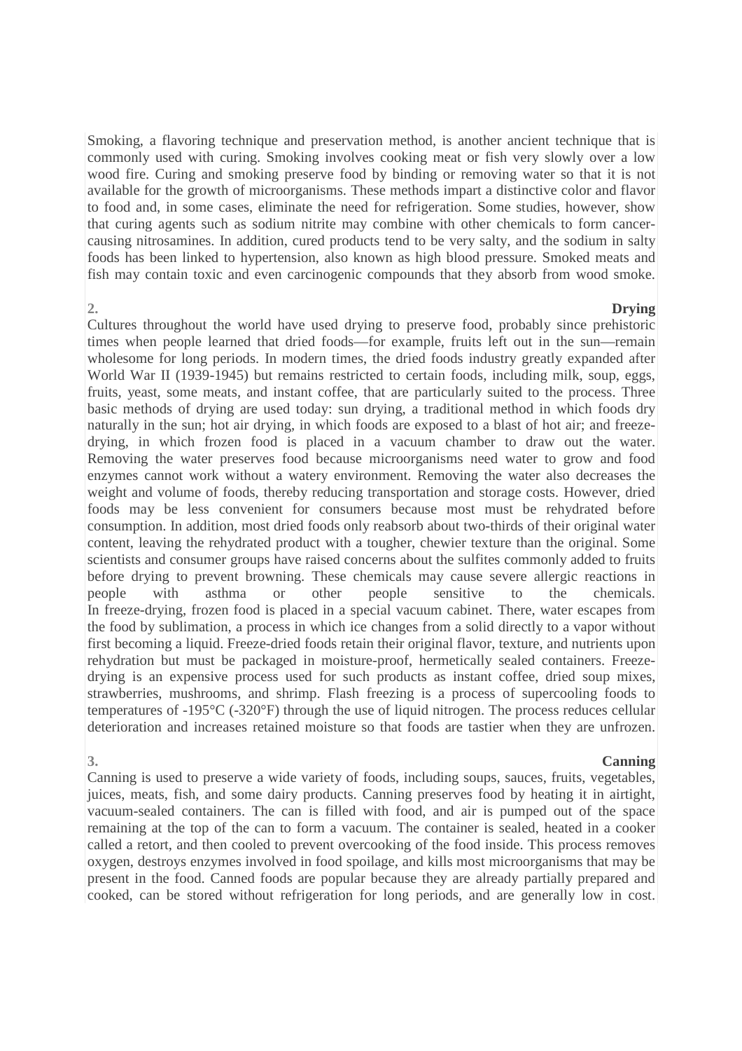Smoking, a flavoring technique and preservation method, is another ancient technique that is commonly used with curing. Smoking involves cooking meat or fish very slowly over a low wood fire. Curing and smoking preserve food by binding or removing water so that it is not available for the growth of microorganisms. These methods impart a distinctive color and flavor to food and, in some cases, eliminate the need for refrigeration. Some studies, however, show that curing agents such as sodium nitrite may combine with other chemicals to form cancer-causing nitrosamines. In addition, cured products tend to be very salty, and the sodium in salty foods has been linked to hypertension, also known as high blood pressure. Smoked meats and fish may contain toxic and even carcinogenic compounds that they absorb from wood smoke.

## 2. Drying

Cultures throughout the world have used drying to preserve food, probably since prehistoric times when people learned that dried foods—for example, fruits left out in the sun—remain wholesome for long periods. In modern times, the dried foods industry greatly expanded after World War II (1939-1945) but remains restricted to certain foods, including milk, soup, eggs, fruits, yeast, some meats, and instant coffee, that are particularly suited to the process. Three basic methods of drying are used today: sun drying, a traditional method in which foods dry naturally in the sun; hot air drying, in which foods are exposed to a blast of hot air; and freeze-drying, in which frozen food is placed in a vacuum chamber to draw out the water. Removing the water preserves food because microorganisms need water to grow and food enzymes cannot work without a watery environment. Removing the water also decreases the weight and volume of foods, thereby reducing transportation and storage costs. However, dried foods may be less convenient for consumers because most must be rehydrated before consumption. In addition, most dried foods only reabsorb about two-thirds of their original water content, leaving the rehydrated product with a tougher, chewier texture than the original. Some scientists and consumer groups have raised concerns about the sulfites commonly added to fruits before drying to prevent browning. These chemicals may cause severe allergic reactions in people with asthma or other people sensitive to the chemicals.
In freeze-drying, frozen food is placed in a special vacuum cabinet. There, water escapes from the food by sublimation, a process in which ice changes from a solid directly to a vapor without first becoming a liquid. Freeze-dried foods retain their original flavor, texture, and nutrients upon rehydration but must be packaged in moisture-proof, hermetically sealed containers. Freeze-drying is an expensive process used for such products as instant coffee, dried soup mixes, strawberries, mushrooms, and shrimp. Flash freezing is a process of supercooling foods to temperatures of -195°C (-320°F) through the use of liquid nitrogen. The process reduces cellular deterioration and increases retained moisture so that foods are tastier when they are unfrozen.

## 3. Canning

Canning is used to preserve a wide variety of foods, including soups, sauces, fruits, vegetables, juices, meats, fish, and some dairy products. Canning preserves food by heating it in airtight, vacuum-sealed containers. The can is filled with food, and air is pumped out of the space remaining at the top of the can to form a vacuum. The container is sealed, heated in a cooker called a retort, and then cooled to prevent overcooking of the food inside. This process removes oxygen, destroys enzymes involved in food spoilage, and kills most microorganisms that may be present in the food. Canned foods are popular because they are already partially prepared and cooked, can be stored without refrigeration for long periods, and are generally low in cost.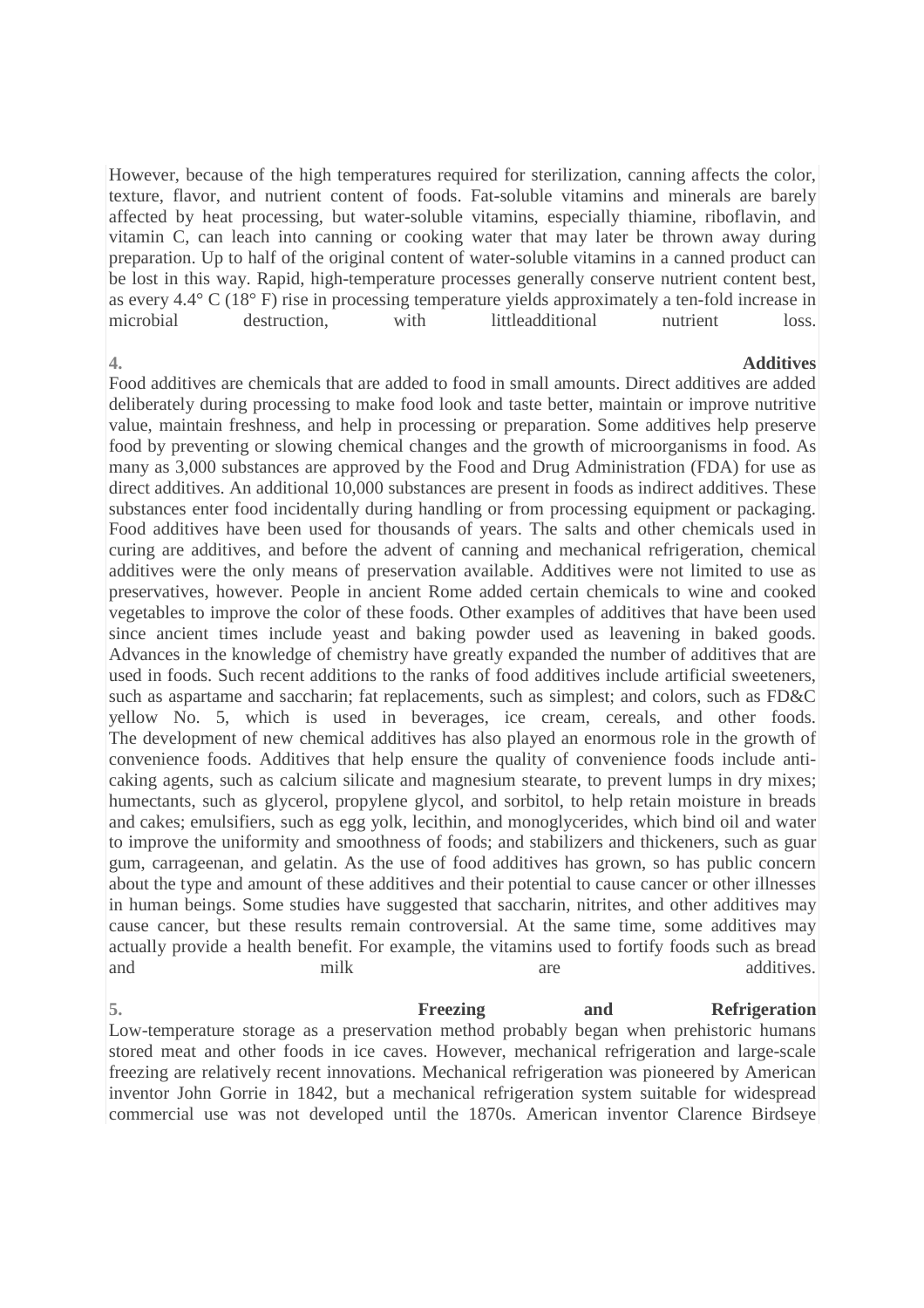However, because of the high temperatures required for sterilization, canning affects the color, texture, flavor, and nutrient content of foods. Fat-soluble vitamins and minerals are barely affected by heat processing, but water-soluble vitamins, especially thiamine, riboflavin, and vitamin C, can leach into canning or cooking water that may later be thrown away during preparation. Up to half of the original content of water-soluble vitamins in a canned product can be lost in this way. Rapid, high-temperature processes generally conserve nutrient content best, as every 4.4° C (18° F) rise in processing temperature yields approximately a ten-fold increase in microbial destruction, with littleadditional nutrient loss.

## 4. Additives

Food additives are chemicals that are added to food in small amounts. Direct additives are added deliberately during processing to make food look and taste better, maintain or improve nutritive value, maintain freshness, and help in processing or preparation. Some additives help preserve food by preventing or slowing chemical changes and the growth of microorganisms in food. As many as 3,000 substances are approved by the Food and Drug Administration (FDA) for use as direct additives. An additional 10,000 substances are present in foods as indirect additives. These substances enter food incidentally during handling or from processing equipment or packaging. Food additives have been used for thousands of years. The salts and other chemicals used in curing are additives, and before the advent of canning and mechanical refrigeration, chemical additives were the only means of preservation available. Additives were not limited to use as preservatives, however. People in ancient Rome added certain chemicals to wine and cooked vegetables to improve the color of these foods. Other examples of additives that have been used since ancient times include yeast and baking powder used as leavening in baked goods. Advances in the knowledge of chemistry have greatly expanded the number of additives that are used in foods. Such recent additions to the ranks of food additives include artificial sweeteners, such as aspartame and saccharin; fat replacements, such as simplest; and colors, such as FD&C yellow No. 5, which is used in beverages, ice cream, cereals, and other foods. The development of new chemical additives has also played an enormous role in the growth of convenience foods. Additives that help ensure the quality of convenience foods include anti-caking agents, such as calcium silicate and magnesium stearate, to prevent lumps in dry mixes; humectants, such as glycerol, propylene glycol, and sorbitol, to help retain moisture in breads and cakes; emulsifiers, such as egg yolk, lecithin, and monoglycerides, which bind oil and water to improve the uniformity and smoothness of foods; and stabilizers and thickeners, such as guar gum, carrageenan, and gelatin. As the use of food additives has grown, so has public concern about the type and amount of these additives and their potential to cause cancer or other illnesses in human beings. Some studies have suggested that saccharin, nitrites, and other additives may cause cancer, but these results remain controversial. At the same time, some additives may actually provide a health benefit. For example, the vitamins used to fortify foods such as bread and milk are additives.

## 5. Freezing and Refrigeration

Low-temperature storage as a preservation method probably began when prehistoric humans stored meat and other foods in ice caves. However, mechanical refrigeration and large-scale freezing are relatively recent innovations. Mechanical refrigeration was pioneered by American inventor John Gorrie in 1842, but a mechanical refrigeration system suitable for widespread commercial use was not developed until the 1870s. American inventor Clarence Birdseye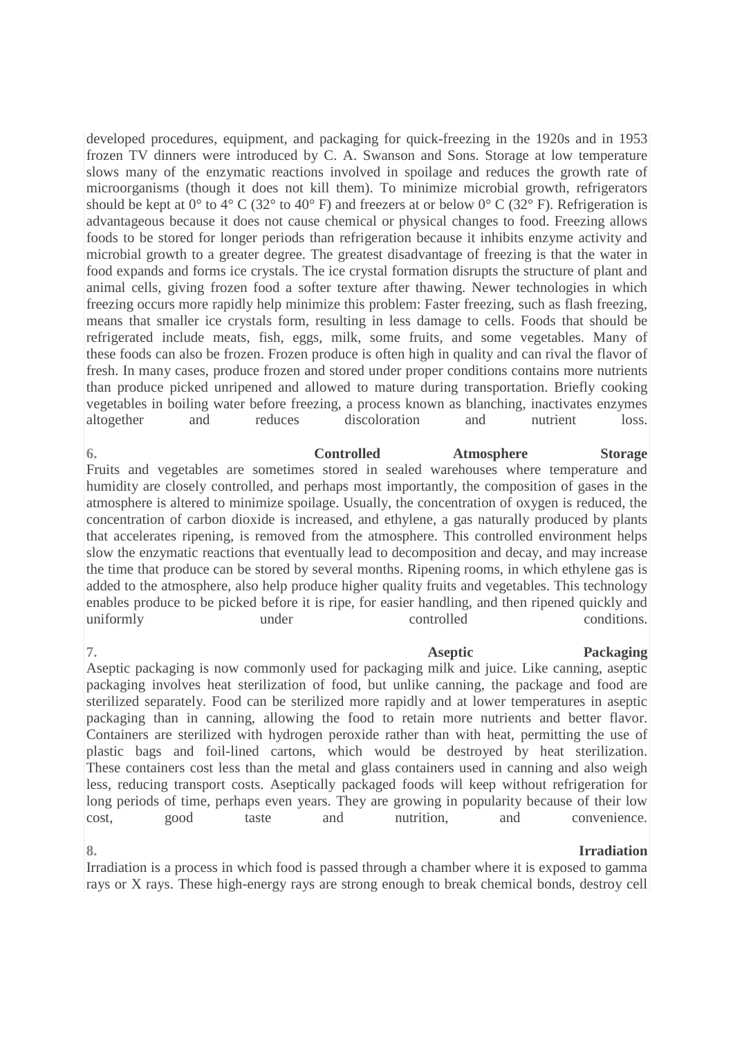developed procedures, equipment, and packaging for quick-freezing in the 1920s and in 1953 frozen TV dinners were introduced by C. A. Swanson and Sons. Storage at low temperature slows many of the enzymatic reactions involved in spoilage and reduces the growth rate of microorganisms (though it does not kill them). To minimize microbial growth, refrigerators should be kept at 0° to 4° C (32° to 40° F) and freezers at or below 0° C (32° F). Refrigeration is advantageous because it does not cause chemical or physical changes to food. Freezing allows foods to be stored for longer periods than refrigeration because it inhibits enzyme activity and microbial growth to a greater degree. The greatest disadvantage of freezing is that the water in food expands and forms ice crystals. The ice crystal formation disrupts the structure of plant and animal cells, giving frozen food a softer texture after thawing. Newer technologies in which freezing occurs more rapidly help minimize this problem: Faster freezing, such as flash freezing, means that smaller ice crystals form, resulting in less damage to cells. Foods that should be refrigerated include meats, fish, eggs, milk, some fruits, and some vegetables. Many of these foods can also be frozen. Frozen produce is often high in quality and can rival the flavor of fresh. In many cases, produce frozen and stored under proper conditions contains more nutrients than produce picked unripened and allowed to mature during transportation. Briefly cooking vegetables in boiling water before freezing, a process known as blanching, inactivates enzymes altogether and reduces discoloration and nutrient loss.

### 6. Controlled Atmosphere Storage

Fruits and vegetables are sometimes stored in sealed warehouses where temperature and humidity are closely controlled, and perhaps most importantly, the composition of gases in the atmosphere is altered to minimize spoilage. Usually, the concentration of oxygen is reduced, the concentration of carbon dioxide is increased, and ethylene, a gas naturally produced by plants that accelerates ripening, is removed from the atmosphere. This controlled environment helps slow the enzymatic reactions that eventually lead to decomposition and decay, and may increase the time that produce can be stored by several months. Ripening rooms, in which ethylene gas is added to the atmosphere, also help produce higher quality fruits and vegetables. This technology enables produce to be picked before it is ripe, for easier handling, and then ripened quickly and uniformly under controlled conditions.

### 7. Aseptic Packaging

Aseptic packaging is now commonly used for packaging milk and juice. Like canning, aseptic packaging involves heat sterilization of food, but unlike canning, the package and food are sterilized separately. Food can be sterilized more rapidly and at lower temperatures in aseptic packaging than in canning, allowing the food to retain more nutrients and better flavor. Containers are sterilized with hydrogen peroxide rather than with heat, permitting the use of plastic bags and foil-lined cartons, which would be destroyed by heat sterilization. These containers cost less than the metal and glass containers used in canning and also weigh less, reducing transport costs. Aseptically packaged foods will keep without refrigeration for long periods of time, perhaps even years. They are growing in popularity because of their low cost, good taste and nutrition, and convenience.

### 8. Irradiation

Irradiation is a process in which food is passed through a chamber where it is exposed to gamma rays or X rays. These high-energy rays are strong enough to break chemical bonds, destroy cell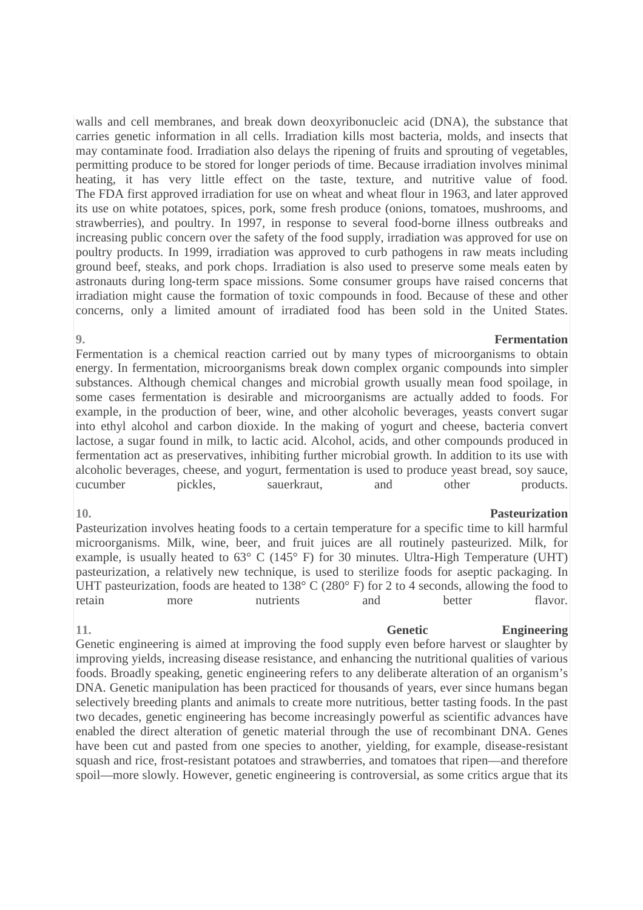walls and cell membranes, and break down deoxyribonucleic acid (DNA), the substance that carries genetic information in all cells. Irradiation kills most bacteria, molds, and insects that may contaminate food. Irradiation also delays the ripening of fruits and sprouting of vegetables, permitting produce to be stored for longer periods of time. Because irradiation involves minimal heating, it has very little effect on the taste, texture, and nutritive value of food. The FDA first approved irradiation for use on wheat and wheat flour in 1963, and later approved its use on white potatoes, spices, pork, some fresh produce (onions, tomatoes, mushrooms, and strawberries), and poultry. In 1997, in response to several food-borne illness outbreaks and increasing public concern over the safety of the food supply, irradiation was approved for use on poultry products. In 1999, irradiation was approved to curb pathogens in raw meats including ground beef, steaks, and pork chops. Irradiation is also used to preserve some meals eaten by astronauts during long-term space missions. Some consumer groups have raised concerns that irradiation might cause the formation of toxic compounds in food. Because of these and other concerns, only a limited amount of irradiated food has been sold in the United States.

**9. Fermentation**

Fermentation is a chemical reaction carried out by many types of microorganisms to obtain energy. In fermentation, microorganisms break down complex organic compounds into simpler substances. Although chemical changes and microbial growth usually mean food spoilage, in some cases fermentation is desirable and microorganisms are actually added to foods. For example, in the production of beer, wine, and other alcoholic beverages, yeasts convert sugar into ethyl alcohol and carbon dioxide. In the making of yogurt and cheese, bacteria convert lactose, a sugar found in milk, to lactic acid. Alcohol, acids, and other compounds produced in fermentation act as preservatives, inhibiting further microbial growth. In addition to its use with alcoholic beverages, cheese, and yogurt, fermentation is used to produce yeast bread, soy sauce, cucumber pickles, sauerkraut, and other products.

**10. Pasteurization**

Pasteurization involves heating foods to a certain temperature for a specific time to kill harmful microorganisms. Milk, wine, beer, and fruit juices are all routinely pasteurized. Milk, for example, is usually heated to 63° C (145° F) for 30 minutes. Ultra-High Temperature (UHT) pasteurization, a relatively new technique, is used to sterilize foods for aseptic packaging. In UHT pasteurization, foods are heated to 138° C (280° F) for 2 to 4 seconds, allowing the food to retain more nutrients and better flavor.

**11. Genetic Engineering**

Genetic engineering is aimed at improving the food supply even before harvest or slaughter by improving yields, increasing disease resistance, and enhancing the nutritional qualities of various foods. Broadly speaking, genetic engineering refers to any deliberate alteration of an organism's DNA. Genetic manipulation has been practiced for thousands of years, ever since humans began selectively breeding plants and animals to create more nutritious, better tasting foods. In the past two decades, genetic engineering has become increasingly powerful as scientific advances have enabled the direct alteration of genetic material through the use of recombinant DNA. Genes have been cut and pasted from one species to another, yielding, for example, disease-resistant squash and rice, frost-resistant potatoes and strawberries, and tomatoes that ripen—and therefore spoil—more slowly. However, genetic engineering is controversial, as some critics argue that its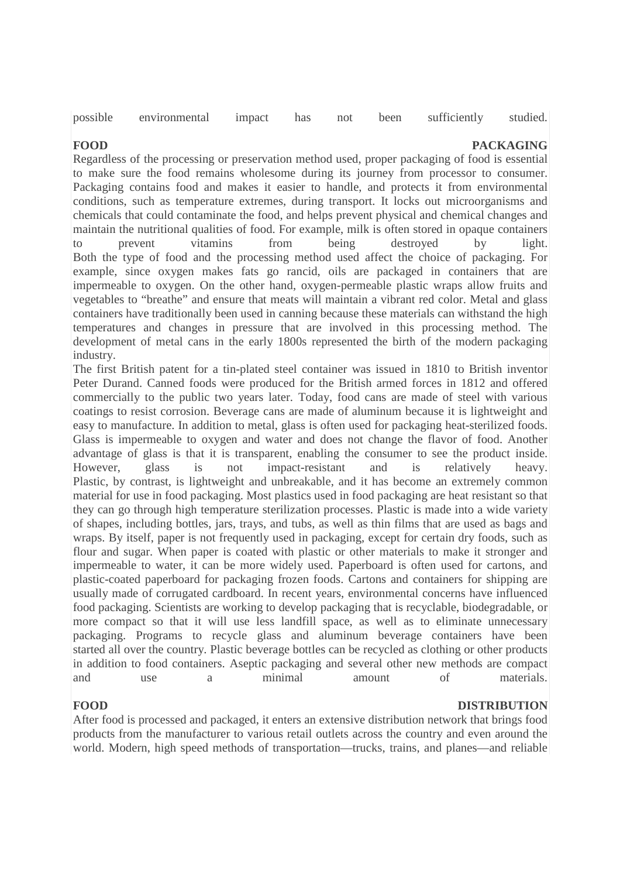possible environmental impact has not been sufficiently studied.

## FOOD PACKAGING

Regardless of the processing or preservation method used, proper packaging of food is essential to make sure the food remains wholesome during its journey from processor to consumer. Packaging contains food and makes it easier to handle, and protects it from environmental conditions, such as temperature extremes, during transport. It locks out microorganisms and chemicals that could contaminate the food, and helps prevent physical and chemical changes and maintain the nutritional qualities of food. For example, milk is often stored in opaque containers to prevent vitamins from being destroyed by light.

Both the type of food and the processing method used affect the choice of packaging. For example, since oxygen makes fats go rancid, oils are packaged in containers that are impermeable to oxygen. On the other hand, oxygen-permeable plastic wraps allow fruits and vegetables to "breathe" and ensure that meats will maintain a vibrant red color. Metal and glass containers have traditionally been used in canning because these materials can withstand the high temperatures and changes in pressure that are involved in this processing method. The development of metal cans in the early 1800s represented the birth of the modern packaging industry.

The first British patent for a tin-plated steel container was issued in 1810 to British inventor Peter Durand. Canned foods were produced for the British armed forces in 1812 and offered commercially to the public two years later. Today, food cans are made of steel with various coatings to resist corrosion. Beverage cans are made of aluminum because it is lightweight and easy to manufacture. In addition to metal, glass is often used for packaging heat-sterilized foods. Glass is impermeable to oxygen and water and does not change the flavor of food. Another advantage of glass is that it is transparent, enabling the consumer to see the product inside. However, glass is not impact-resistant and is relatively heavy.

Plastic, by contrast, is lightweight and unbreakable, and it has become an extremely common material for use in food packaging. Most plastics used in food packaging are heat resistant so that they can go through high temperature sterilization processes. Plastic is made into a wide variety of shapes, including bottles, jars, trays, and tubs, as well as thin films that are used as bags and wraps. By itself, paper is not frequently used in packaging, except for certain dry foods, such as flour and sugar. When paper is coated with plastic or other materials to make it stronger and impermeable to water, it can be more widely used. Paperboard is often used for cartons, and plastic-coated paperboard for packaging frozen foods. Cartons and containers for shipping are usually made of corrugated cardboard. In recent years, environmental concerns have influenced food packaging. Scientists are working to develop packaging that is recyclable, biodegradable, or more compact so that it will use less landfill space, as well as to eliminate unnecessary packaging. Programs to recycle glass and aluminum beverage containers have been started all over the country. Plastic beverage bottles can be recycled as clothing or other products in addition to food containers. Aseptic packaging and several other new methods are compact and use a minimal amount of materials.

## FOOD DISTRIBUTION

After food is processed and packaged, it enters an extensive distribution network that brings food products from the manufacturer to various retail outlets across the country and even around the world. Modern, high speed methods of transportation—trucks, trains, and planes—and reliable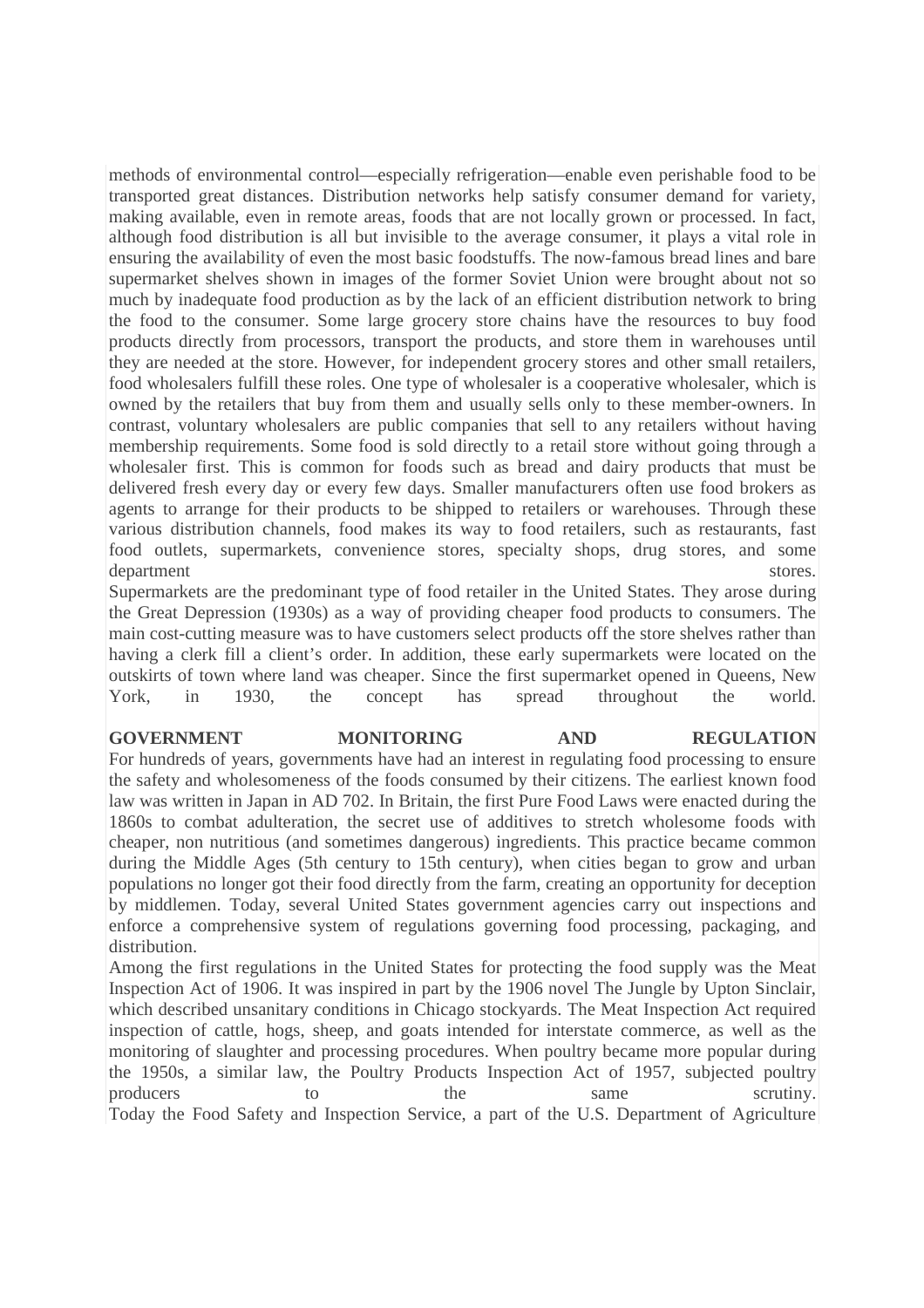methods of environmental control—especially refrigeration—enable even perishable food to be transported great distances. Distribution networks help satisfy consumer demand for variety, making available, even in remote areas, foods that are not locally grown or processed. In fact, although food distribution is all but invisible to the average consumer, it plays a vital role in ensuring the availability of even the most basic foodstuffs. The now-famous bread lines and bare supermarket shelves shown in images of the former Soviet Union were brought about not so much by inadequate food production as by the lack of an efficient distribution network to bring the food to the consumer. Some large grocery store chains have the resources to buy food products directly from processors, transport the products, and store them in warehouses until they are needed at the store. However, for independent grocery stores and other small retailers, food wholesalers fulfill these roles. One type of wholesaler is a cooperative wholesaler, which is owned by the retailers that buy from them and usually sells only to these member-owners. In contrast, voluntary wholesalers are public companies that sell to any retailers without having membership requirements. Some food is sold directly to a retail store without going through a wholesaler first. This is common for foods such as bread and dairy products that must be delivered fresh every day or every few days. Smaller manufacturers often use food brokers as agents to arrange for their products to be shipped to retailers or warehouses. Through these various distribution channels, food makes its way to food retailers, such as restaurants, fast food outlets, supermarkets, convenience stores, specialty shops, drug stores, and some department stores.

Supermarkets are the predominant type of food retailer in the United States. They arose during the Great Depression (1930s) as a way of providing cheaper food products to consumers. The main cost-cutting measure was to have customers select products off the store shelves rather than having a clerk fill a client's order. In addition, these early supermarkets were located on the outskirts of town where land was cheaper. Since the first supermarket opened in Queens, New York, in 1930, the concept has spread throughout the world.

**GOVERNMENT MONITORING AND REGULATION**

For hundreds of years, governments have had an interest in regulating food processing to ensure the safety and wholesomeness of the foods consumed by their citizens. The earliest known food law was written in Japan in AD 702. In Britain, the first Pure Food Laws were enacted during the 1860s to combat adulteration, the secret use of additives to stretch wholesome foods with cheaper, non nutritious (and sometimes dangerous) ingredients. This practice became common during the Middle Ages (5th century to 15th century), when cities began to grow and urban populations no longer got their food directly from the farm, creating an opportunity for deception by middlemen. Today, several United States government agencies carry out inspections and enforce a comprehensive system of regulations governing food processing, packaging, and distribution.

Among the first regulations in the United States for protecting the food supply was the Meat Inspection Act of 1906. It was inspired in part by the 1906 novel The Jungle by Upton Sinclair, which described unsanitary conditions in Chicago stockyards. The Meat Inspection Act required inspection of cattle, hogs, sheep, and goats intended for interstate commerce, as well as the monitoring of slaughter and processing procedures. When poultry became more popular during the 1950s, a similar law, the Poultry Products Inspection Act of 1957, subjected poultry producers to the same scrutiny.

Today the Food Safety and Inspection Service, a part of the U.S. Department of Agriculture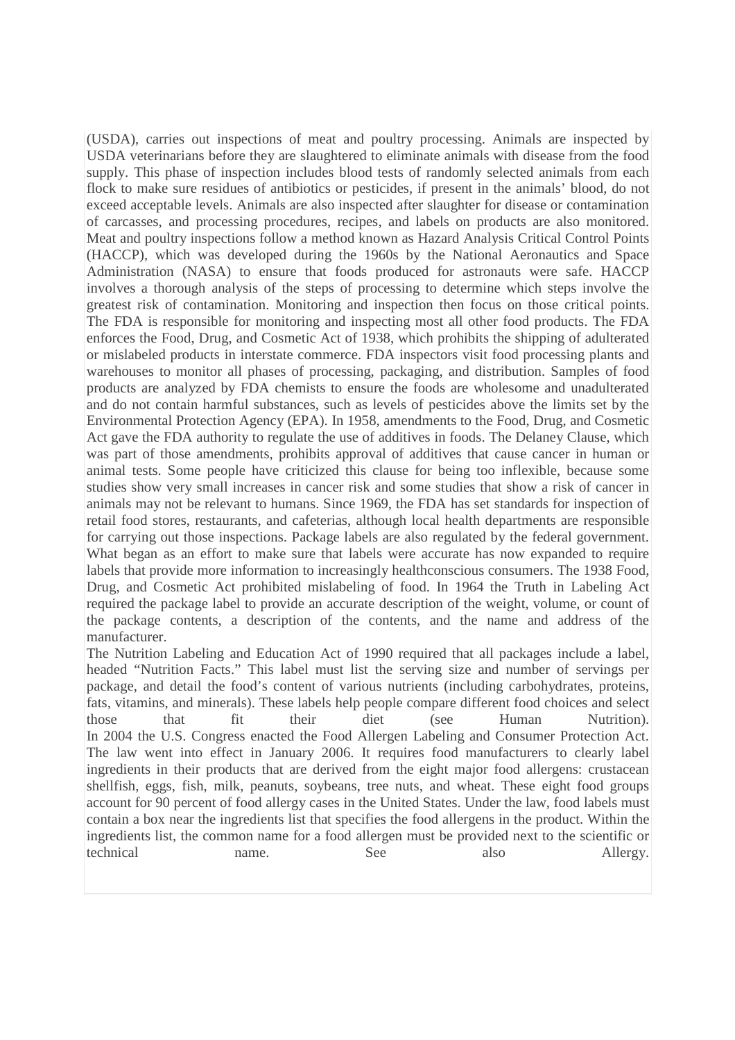(USDA), carries out inspections of meat and poultry processing. Animals are inspected by USDA veterinarians before they are slaughtered to eliminate animals with disease from the food supply. This phase of inspection includes blood tests of randomly selected animals from each flock to make sure residues of antibiotics or pesticides, if present in the animals' blood, do not exceed acceptable levels. Animals are also inspected after slaughter for disease or contamination of carcasses, and processing procedures, recipes, and labels on products are also monitored. Meat and poultry inspections follow a method known as Hazard Analysis Critical Control Points (HACCP), which was developed during the 1960s by the National Aeronautics and Space Administration (NASA) to ensure that foods produced for astronauts were safe. HACCP involves a thorough analysis of the steps of processing to determine which steps involve the greatest risk of contamination. Monitoring and inspection then focus on those critical points. The FDA is responsible for monitoring and inspecting most all other food products. The FDA enforces the Food, Drug, and Cosmetic Act of 1938, which prohibits the shipping of adulterated or mislabeled products in interstate commerce. FDA inspectors visit food processing plants and warehouses to monitor all phases of processing, packaging, and distribution. Samples of food products are analyzed by FDA chemists to ensure the foods are wholesome and unadulterated and do not contain harmful substances, such as levels of pesticides above the limits set by the Environmental Protection Agency (EPA). In 1958, amendments to the Food, Drug, and Cosmetic Act gave the FDA authority to regulate the use of additives in foods. The Delaney Clause, which was part of those amendments, prohibits approval of additives that cause cancer in human or animal tests. Some people have criticized this clause for being too inflexible, because some studies show very small increases in cancer risk and some studies that show a risk of cancer in animals may not be relevant to humans. Since 1969, the FDA has set standards for inspection of retail food stores, restaurants, and cafeterias, although local health departments are responsible for carrying out those inspections. Package labels are also regulated by the federal government. What began as an effort to make sure that labels were accurate has now expanded to require labels that provide more information to increasingly healthconscious consumers. The 1938 Food, Drug, and Cosmetic Act prohibited mislabeling of food. In 1964 the Truth in Labeling Act required the package label to provide an accurate description of the weight, volume, or count of the package contents, a description of the contents, and the name and address of the manufacturer.

The Nutrition Labeling and Education Act of 1990 required that all packages include a label, headed "Nutrition Facts." This label must list the serving size and number of servings per package, and detail the food's content of various nutrients (including carbohydrates, proteins, fats, vitamins, and minerals). These labels help people compare different food choices and select those that fit their diet (see Human Nutrition).

In 2004 the U.S. Congress enacted the Food Allergen Labeling and Consumer Protection Act. The law went into effect in January 2006. It requires food manufacturers to clearly label ingredients in their products that are derived from the eight major food allergens: crustacean shellfish, eggs, fish, milk, peanuts, soybeans, tree nuts, and wheat. These eight food groups account for 90 percent of food allergy cases in the United States. Under the law, food labels must contain a box near the ingredients list that specifies the food allergens in the product. Within the ingredients list, the common name for a food allergen must be provided next to the scientific or technical name. See also Allergy.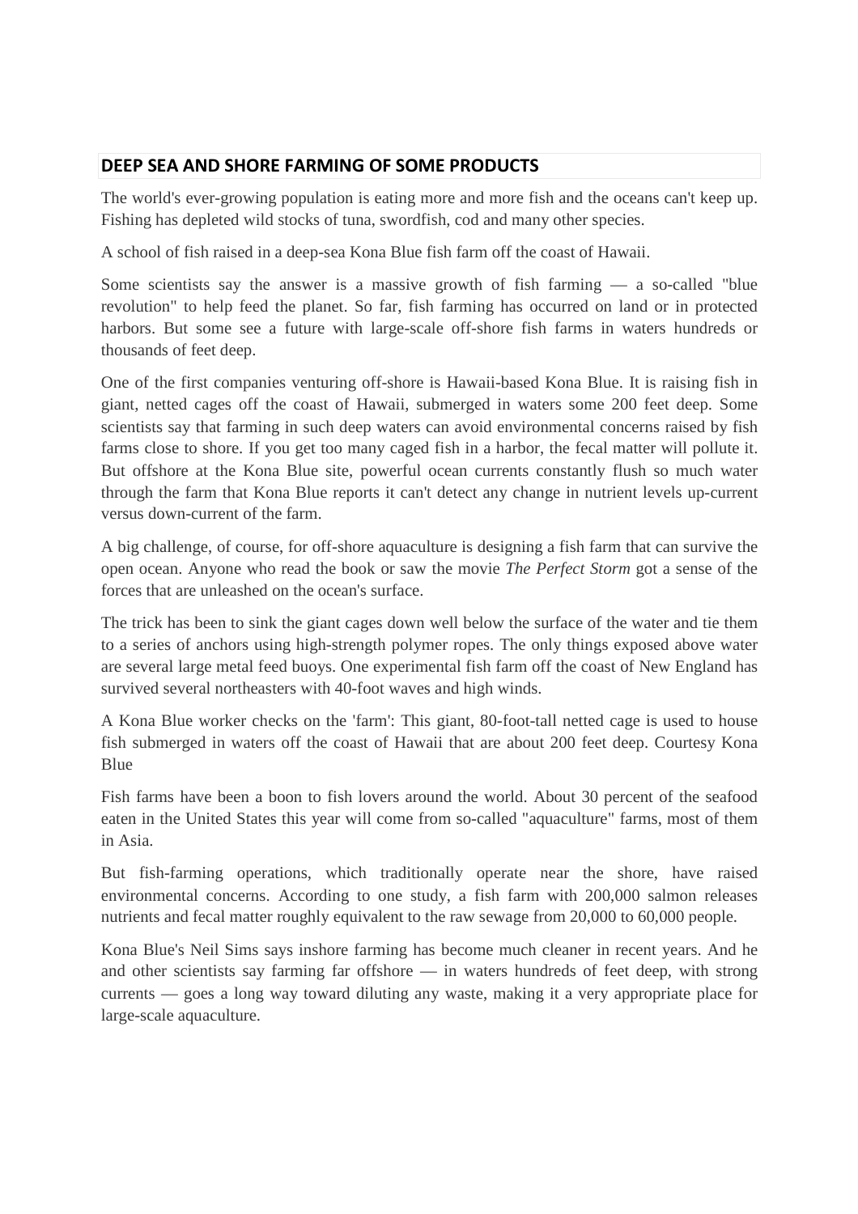## DEEP SEA AND SHORE FARMING OF SOME PRODUCTS

The world's ever-growing population is eating more and more fish and the oceans can't keep up. Fishing has depleted wild stocks of tuna, swordfish, cod and many other species.

A school of fish raised in a deep-sea Kona Blue fish farm off the coast of Hawaii.

Some scientists say the answer is a massive growth of fish farming — a so-called "blue revolution" to help feed the planet. So far, fish farming has occurred on land or in protected harbors. But some see a future with large-scale off-shore fish farms in waters hundreds or thousands of feet deep.

One of the first companies venturing off-shore is Hawaii-based Kona Blue. It is raising fish in giant, netted cages off the coast of Hawaii, submerged in waters some 200 feet deep. Some scientists say that farming in such deep waters can avoid environmental concerns raised by fish farms close to shore. If you get too many caged fish in a harbor, the fecal matter will pollute it. But offshore at the Kona Blue site, powerful ocean currents constantly flush so much water through the farm that Kona Blue reports it can't detect any change in nutrient levels up-current versus down-current of the farm.

A big challenge, of course, for off-shore aquaculture is designing a fish farm that can survive the open ocean. Anyone who read the book or saw the movie *The Perfect Storm* got a sense of the forces that are unleashed on the ocean's surface.

The trick has been to sink the giant cages down well below the surface of the water and tie them to a series of anchors using high-strength polymer ropes. The only things exposed above water are several large metal feed buoys. One experimental fish farm off the coast of New England has survived several northeasters with 40-foot waves and high winds.

A Kona Blue worker checks on the 'farm': This giant, 80-foot-tall netted cage is used to house fish submerged in waters off the coast of Hawaii that are about 200 feet deep. Courtesy Kona Blue

Fish farms have been a boon to fish lovers around the world. About 30 percent of the seafood eaten in the United States this year will come from so-called "aquaculture" farms, most of them in Asia.

But fish-farming operations, which traditionally operate near the shore, have raised environmental concerns. According to one study, a fish farm with 200,000 salmon releases nutrients and fecal matter roughly equivalent to the raw sewage from 20,000 to 60,000 people.

Kona Blue's Neil Sims says inshore farming has become much cleaner in recent years. And he and other scientists say farming far offshore — in waters hundreds of feet deep, with strong currents — goes a long way toward diluting any waste, making it a very appropriate place for large-scale aquaculture.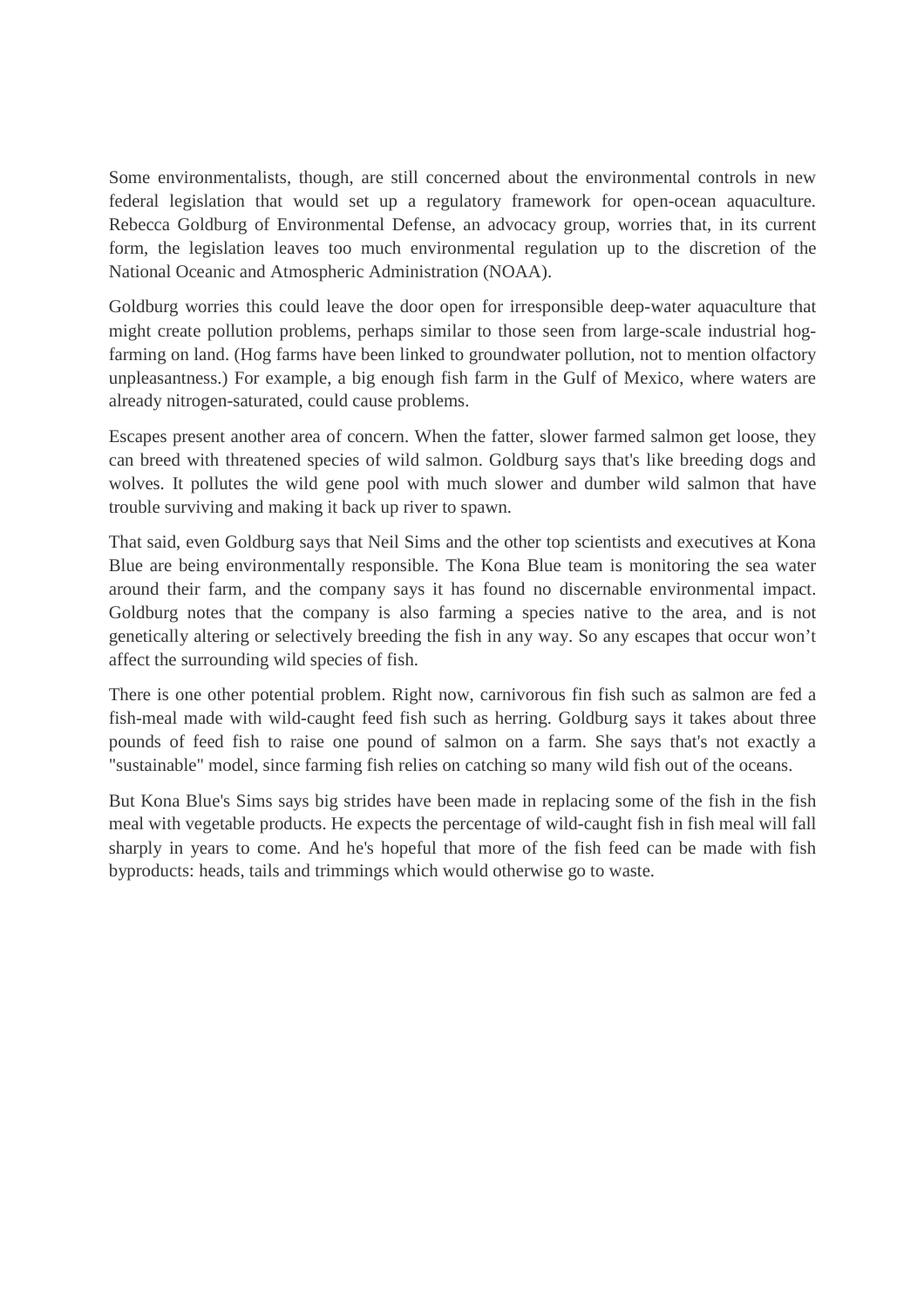Some environmentalists, though, are still concerned about the environmental controls in new federal legislation that would set up a regulatory framework for open-ocean aquaculture. Rebecca Goldburg of Environmental Defense, an advocacy group, worries that, in its current form, the legislation leaves too much environmental regulation up to the discretion of the National Oceanic and Atmospheric Administration (NOAA).

Goldburg worries this could leave the door open for irresponsible deep-water aquaculture that might create pollution problems, perhaps similar to those seen from large-scale industrial hog-farming on land. (Hog farms have been linked to groundwater pollution, not to mention olfactory unpleasantness.) For example, a big enough fish farm in the Gulf of Mexico, where waters are already nitrogen-saturated, could cause problems.

Escapes present another area of concern. When the fatter, slower farmed salmon get loose, they can breed with threatened species of wild salmon. Goldburg says that's like breeding dogs and wolves. It pollutes the wild gene pool with much slower and dumber wild salmon that have trouble surviving and making it back up river to spawn.

That said, even Goldburg says that Neil Sims and the other top scientists and executives at Kona Blue are being environmentally responsible. The Kona Blue team is monitoring the sea water around their farm, and the company says it has found no discernable environmental impact. Goldburg notes that the company is also farming a species native to the area, and is not genetically altering or selectively breeding the fish in any way. So any escapes that occur won't affect the surrounding wild species of fish.

There is one other potential problem. Right now, carnivorous fin fish such as salmon are fed a fish-meal made with wild-caught feed fish such as herring. Goldburg says it takes about three pounds of feed fish to raise one pound of salmon on a farm. She says that's not exactly a "sustainable" model, since farming fish relies on catching so many wild fish out of the oceans.

But Kona Blue's Sims says big strides have been made in replacing some of the fish in the fish meal with vegetable products. He expects the percentage of wild-caught fish in fish meal will fall sharply in years to come. And he's hopeful that more of the fish feed can be made with fish byproducts: heads, tails and trimmings which would otherwise go to waste.